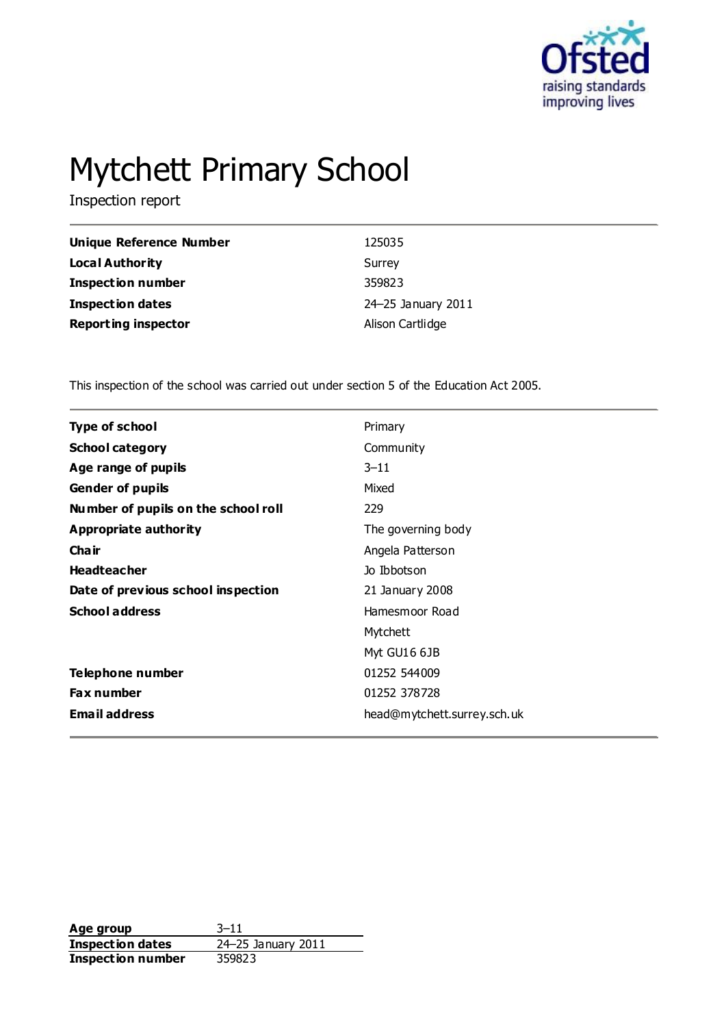# Mytchett Primary School

Inspection report

| | |
|---|---|
| **Unique Reference Number** | 125035 |
| **Local Authority** | Surrey |
| **Inspection number** | 359823 |
| **Inspection dates** | 24–25 January 2011 |
| **Reporting inspector** | Alison Cartlidge |

This inspection of the school was carried out under section 5 of the Education Act 2005.

| | |
|---|---|
| **Type of school** | Primary |
| **School category** | Community |
| **Age range of pupils** | 3–11 |
| **Gender of pupils** | Mixed |
| **Number of pupils on the school roll** | 229 |
| **Appropriate authority** | The governing body |
| **Chair** | Angela Patterson |
| **Headteacher** | Jo Ibbotson |
| **Date of previous school inspection** | 21 January 2008 |
| **School address** | Hamesmoor Road<br>Mytchett<br>Myt GU16 6JB |
| **Telephone number** | 01252 544009 |
| **Fax number** | 01252 378728 |
| **Email address** | head@mytchett.surrey.sch.uk |

| | |
|---|---|
| **Age group** | 3–11 |
| **Inspection dates** | 24–25 January 2011 |
| **Inspection number** | 359823 |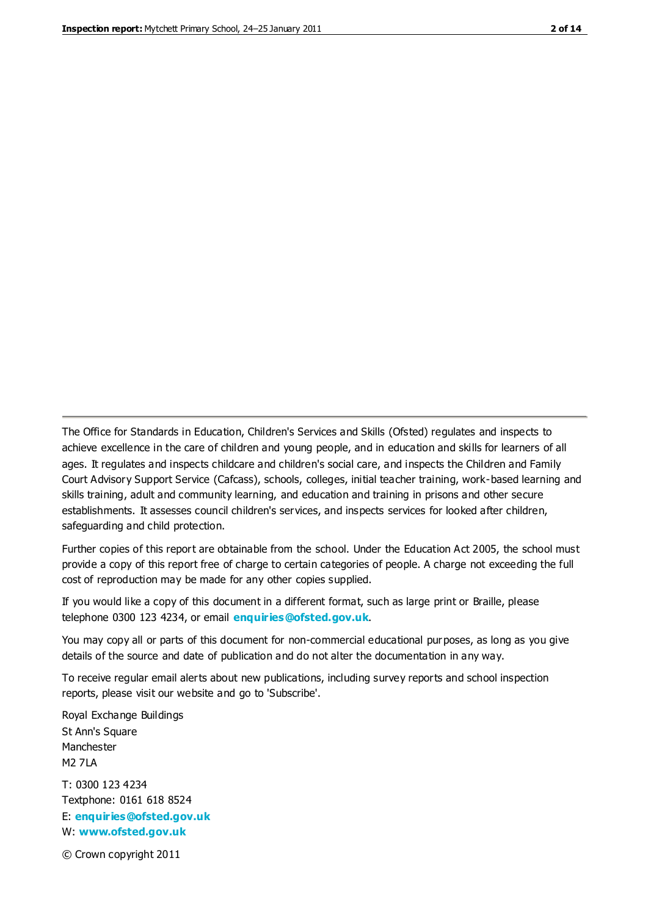The Office for Standards in Education, Children's Services and Skills (Ofsted) regulates and inspects to achieve excellence in the care of children and young people, and in education and skills for learners of all ages. It regulates and inspects childcare and children's social care, and inspects the Children and Family Court Advisory Support Service (Cafcass), schools, colleges, initial teacher training, work-based learning and skills training, adult and community learning, and education and training in prisons and other secure establishments. It assesses council children's services, and inspects services for looked after children, safeguarding and child protection.

Further copies of this report are obtainable from the school. Under the Education Act 2005, the school must provide a copy of this report free of charge to certain categories of people. A charge not exceeding the full cost of reproduction may be made for any other copies supplied.

If you would like a copy of this document in a different format, such as large print or Braille, please telephone 0300 123 4234, or email **enquiries@ofsted.gov.uk**.

You may copy all or parts of this document for non-commercial educational purposes, as long as you give details of the source and date of publication and do not alter the documentation in any way.

To receive regular email alerts about new publications, including survey reports and school inspection reports, please visit our website and go to 'Subscribe'.

Royal Exchange Buildings
St Ann's Square
Manchester
M2 7LA

T: 0300 123 4234
Textphone: 0161 618 8524
E: **enquiries@ofsted.gov.uk**
W: **www.ofsted.gov.uk**

© Crown copyright 2011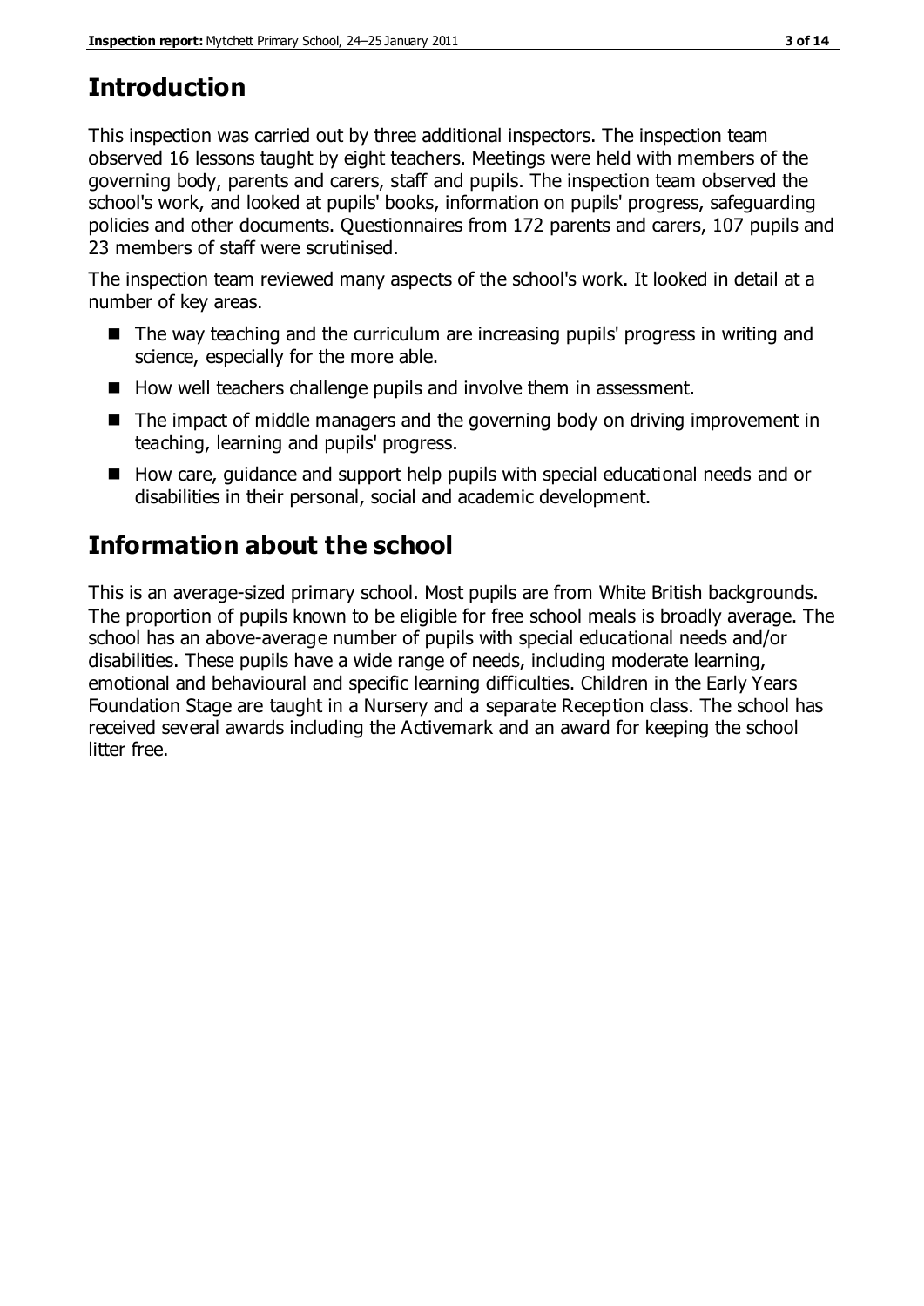# Introduction

This inspection was carried out by three additional inspectors. The inspection team observed 16 lessons taught by eight teachers. Meetings were held with members of the governing body, parents and carers, staff and pupils. The inspection team observed the school's work, and looked at pupils' books, information on pupils' progress, safeguarding policies and other documents. Questionnaires from 172 parents and carers, 107 pupils and 23 members of staff were scrutinised.

The inspection team reviewed many aspects of the school's work. It looked in detail at a number of key areas.

- The way teaching and the curriculum are increasing pupils' progress in writing and science, especially for the more able.
- How well teachers challenge pupils and involve them in assessment.
- The impact of middle managers and the governing body on driving improvement in teaching, learning and pupils' progress.
- How care, guidance and support help pupils with special educational needs and or disabilities in their personal, social and academic development.

# Information about the school

This is an average-sized primary school. Most pupils are from White British backgrounds. The proportion of pupils known to be eligible for free school meals is broadly average. The school has an above-average number of pupils with special educational needs and/or disabilities. These pupils have a wide range of needs, including moderate learning, emotional and behavioural and specific learning difficulties. Children in the Early Years Foundation Stage are taught in a Nursery and a separate Reception class. The school has received several awards including the Activemark and an award for keeping the school litter free.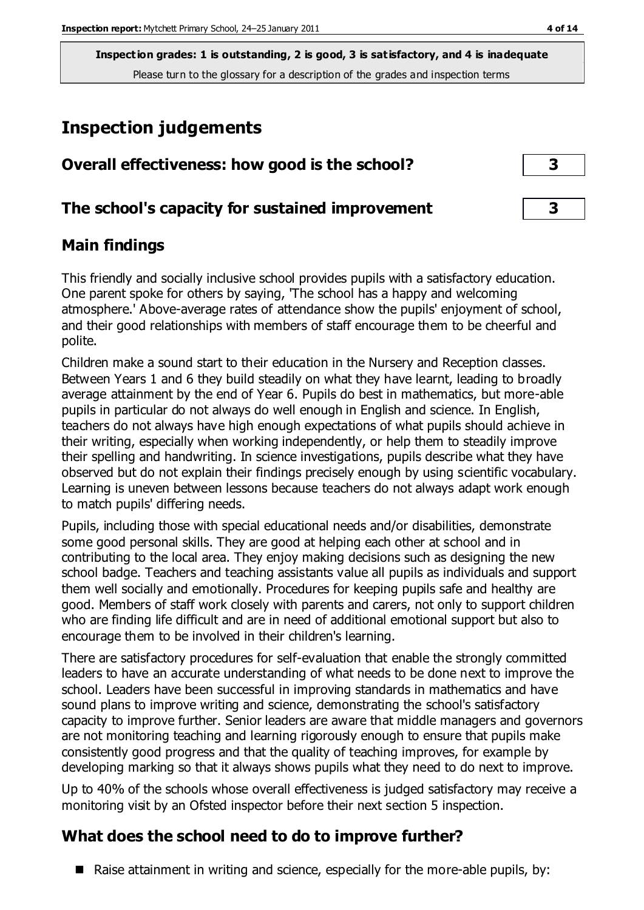**Inspection grades: 1 is outstanding, 2 is good, 3 is satisfactory, and 4 is inadequate**
Please turn to the glossary for a description of the grades and inspection terms

# Inspection judgements

## Overall effectiveness: how good is the school? 3

## The school's capacity for sustained improvement 3

## Main findings

This friendly and socially inclusive school provides pupils with a satisfactory education. One parent spoke for others by saying, 'The school has a happy and welcoming atmosphere.' Above-average rates of attendance show the pupils' enjoyment of school, and their good relationships with members of staff encourage them to be cheerful and polite.

Children make a sound start to their education in the Nursery and Reception classes. Between Years 1 and 6 they build steadily on what they have learnt, leading to broadly average attainment by the end of Year 6. Pupils do best in mathematics, but more-able pupils in particular do not always do well enough in English and science. In English, teachers do not always have high enough expectations of what pupils should achieve in their writing, especially when working independently, or help them to steadily improve their spelling and handwriting. In science investigations, pupils describe what they have observed but do not explain their findings precisely enough by using scientific vocabulary. Learning is uneven between lessons because teachers do not always adapt work enough to match pupils' differing needs.

Pupils, including those with special educational needs and/or disabilities, demonstrate some good personal skills. They are good at helping each other at school and in contributing to the local area. They enjoy making decisions such as designing the new school badge. Teachers and teaching assistants value all pupils as individuals and support them well socially and emotionally. Procedures for keeping pupils safe and healthy are good. Members of staff work closely with parents and carers, not only to support children who are finding life difficult and are in need of additional emotional support but also to encourage them to be involved in their children's learning.

There are satisfactory procedures for self-evaluation that enable the strongly committed leaders to have an accurate understanding of what needs to be done next to improve the school. Leaders have been successful in improving standards in mathematics and have sound plans to improve writing and science, demonstrating the school's satisfactory capacity to improve further. Senior leaders are aware that middle managers and governors are not monitoring teaching and learning rigorously enough to ensure that pupils make consistently good progress and that the quality of teaching improves, for example by developing marking so that it always shows pupils what they need to do next to improve.

Up to 40% of the schools whose overall effectiveness is judged satisfactory may receive a monitoring visit by an Ofsted inspector before their next section 5 inspection.

## What does the school need to do to improve further?

- Raise attainment in writing and science, especially for the more-able pupils, by: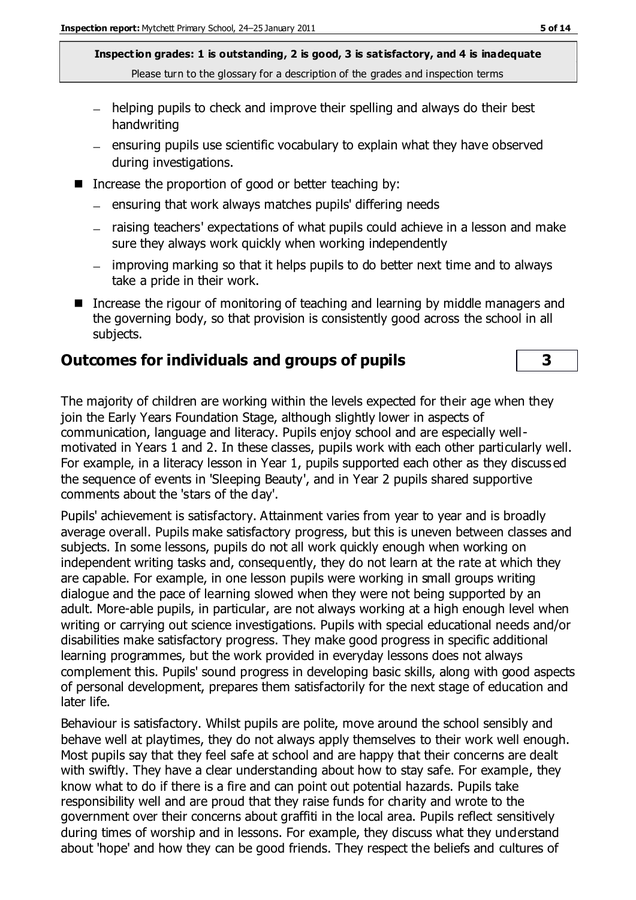- helping pupils to check and improve their spelling and always do their best handwriting
  - ensuring pupils use scientific vocabulary to explain what they have observed during investigations.
- Increase the proportion of good or better teaching by:
  - ensuring that work always matches pupils' differing needs
  - raising teachers' expectations of what pupils could achieve in a lesson and make sure they always work quickly when working independently
  - improving marking so that it helps pupils to do better next time and to always take a pride in their work.
- Increase the rigour of monitoring of teaching and learning by middle managers and the governing body, so that provision is consistently good across the school in all subjects.

## Outcomes for individuals and groups of pupils | 3

The majority of children are working within the levels expected for their age when they join the Early Years Foundation Stage, although slightly lower in aspects of communication, language and literacy. Pupils enjoy school and are especially well-motivated in Years 1 and 2. In these classes, pupils work with each other particularly well. For example, in a literacy lesson in Year 1, pupils supported each other as they discussed the sequence of events in 'Sleeping Beauty', and in Year 2 pupils shared supportive comments about the 'stars of the day'.

Pupils' achievement is satisfactory. Attainment varies from year to year and is broadly average overall. Pupils make satisfactory progress, but this is uneven between classes and subjects. In some lessons, pupils do not all work quickly enough when working on independent writing tasks and, consequently, they do not learn at the rate at which they are capable. For example, in one lesson pupils were working in small groups writing dialogue and the pace of learning slowed when they were not being supported by an adult. More-able pupils, in particular, are not always working at a high enough level when writing or carrying out science investigations. Pupils with special educational needs and/or disabilities make satisfactory progress. They make good progress in specific additional learning programmes, but the work provided in everyday lessons does not always complement this. Pupils' sound progress in developing basic skills, along with good aspects of personal development, prepares them satisfactorily for the next stage of education and later life.

Behaviour is satisfactory. Whilst pupils are polite, move around the school sensibly and behave well at playtimes, they do not always apply themselves to their work well enough. Most pupils say that they feel safe at school and are happy that their concerns are dealt with swiftly. They have a clear understanding about how to stay safe. For example, they know what to do if there is a fire and can point out potential hazards. Pupils take responsibility well and are proud that they raise funds for charity and wrote to the government over their concerns about graffiti in the local area. Pupils reflect sensitively during times of worship and in lessons. For example, they discuss what they understand about 'hope' and how they can be good friends. They respect the beliefs and cultures of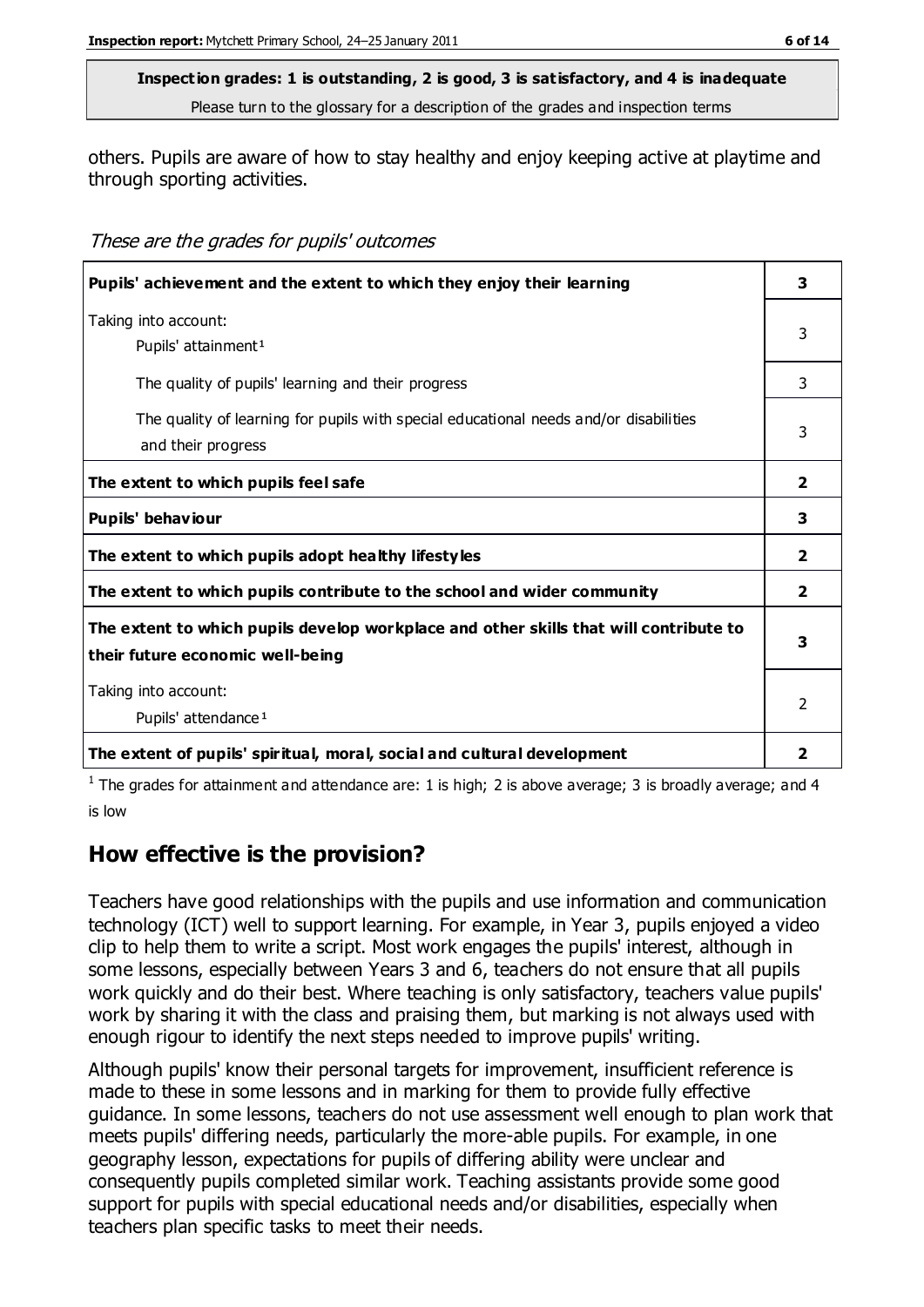**Inspection grades: 1 is outstanding, 2 is good, 3 is satisfactory, and 4 is inadequate**
Please turn to the glossary for a description of the grades and inspection terms

others. Pupils are aware of how to stay healthy and enjoy keeping active at playtime and through sporting activities.

*These are the grades for pupils' outcomes*

| | |
|---|---|
| **Pupils' achievement and the extent to which they enjoy their learning** | **3** |
| Taking into account: Pupils' attainment[1] | 3 |
| The quality of pupils' learning and their progress | 3 |
| The quality of learning for pupils with special educational needs and/or disabilities and their progress | 3 |
| **The extent to which pupils feel safe** | **2** |
| **Pupils' behaviour** | **3** |
| **The extent to which pupils adopt healthy lifestyles** | **2** |
| **The extent to which pupils contribute to the school and wider community** | **2** |
| **The extent to which pupils develop workplace and other skills that will contribute to their future economic well-being** | **3** |
| Taking into account: Pupils' attendance[1] | 2 |
| **The extent of pupils' spiritual, moral, social and cultural development** | **2** |

[1] The grades for attainment and attendance are: 1 is high; 2 is above average; 3 is broadly average; and 4 is low

## How effective is the provision?

Teachers have good relationships with the pupils and use information and communication technology (ICT) well to support learning. For example, in Year 3, pupils enjoyed a video clip to help them to write a script. Most work engages the pupils' interest, although in some lessons, especially between Years 3 and 6, teachers do not ensure that all pupils work quickly and do their best. Where teaching is only satisfactory, teachers value pupils' work by sharing it with the class and praising them, but marking is not always used with enough rigour to identify the next steps needed to improve pupils' writing.

Although pupils' know their personal targets for improvement, insufficient reference is made to these in some lessons and in marking for them to provide fully effective guidance. In some lessons, teachers do not use assessment well enough to plan work that meets pupils' differing needs, particularly the more-able pupils. For example, in one geography lesson, expectations for pupils of differing ability were unclear and consequently pupils completed similar work. Teaching assistants provide some good support for pupils with special educational needs and/or disabilities, especially when teachers plan specific tasks to meet their needs.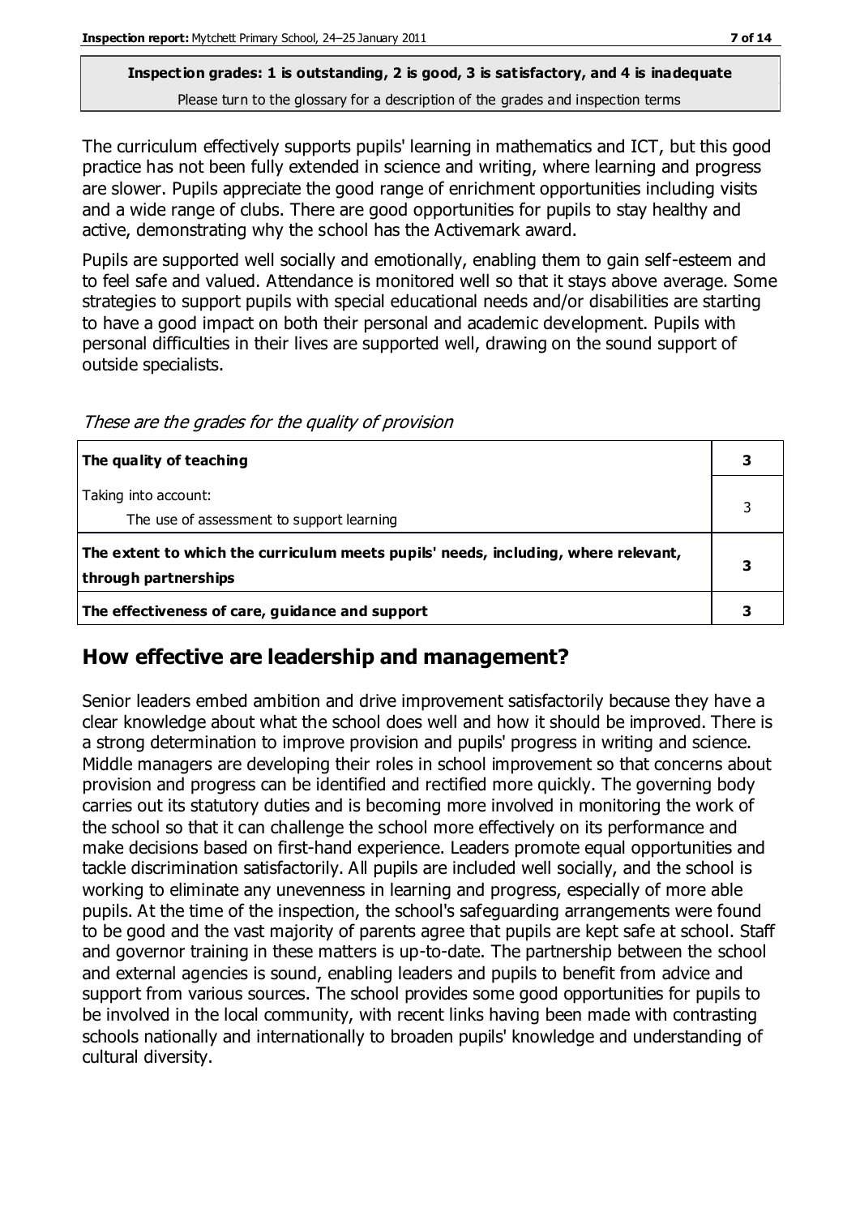**Inspection grades: 1 is outstanding, 2 is good, 3 is satisfactory, and 4 is inadequate**
Please turn to the glossary for a description of the grades and inspection terms

The curriculum effectively supports pupils' learning in mathematics and ICT, but this good practice has not been fully extended in science and writing, where learning and progress are slower. Pupils appreciate the good range of enrichment opportunities including visits and a wide range of clubs. There are good opportunities for pupils to stay healthy and active, demonstrating why the school has the Activemark award.

Pupils are supported well socially and emotionally, enabling them to gain self-esteem and to feel safe and valued. Attendance is monitored well so that it stays above average. Some strategies to support pupils with special educational needs and/or disabilities are starting to have a good impact on both their personal and academic development. Pupils with personal difficulties in their lives are supported well, drawing on the sound support of outside specialists.

*These are the grades for the quality of provision*

| | |
|---|---|
| **The quality of teaching** | **3** |
| Taking into account:<br>The use of assessment to support learning | 3 |
| **The extent to which the curriculum meets pupils' needs, including, where relevant, through partnerships** | **3** |
| **The effectiveness of care, guidance and support** | **3** |

## How effective are leadership and management?

Senior leaders embed ambition and drive improvement satisfactorily because they have a clear knowledge about what the school does well and how it should be improved. There is a strong determination to improve provision and pupils' progress in writing and science. Middle managers are developing their roles in school improvement so that concerns about provision and progress can be identified and rectified more quickly. The governing body carries out its statutory duties and is becoming more involved in monitoring the work of the school so that it can challenge the school more effectively on its performance and make decisions based on first-hand experience. Leaders promote equal opportunities and tackle discrimination satisfactorily. All pupils are included well socially, and the school is working to eliminate any unevenness in learning and progress, especially of more able pupils. At the time of the inspection, the school's safeguarding arrangements were found to be good and the vast majority of parents agree that pupils are kept safe at school. Staff and governor training in these matters is up-to-date. The partnership between the school and external agencies is sound, enabling leaders and pupils to benefit from advice and support from various sources. The school provides some good opportunities for pupils to be involved in the local community, with recent links having been made with contrasting schools nationally and internationally to broaden pupils' knowledge and understanding of cultural diversity.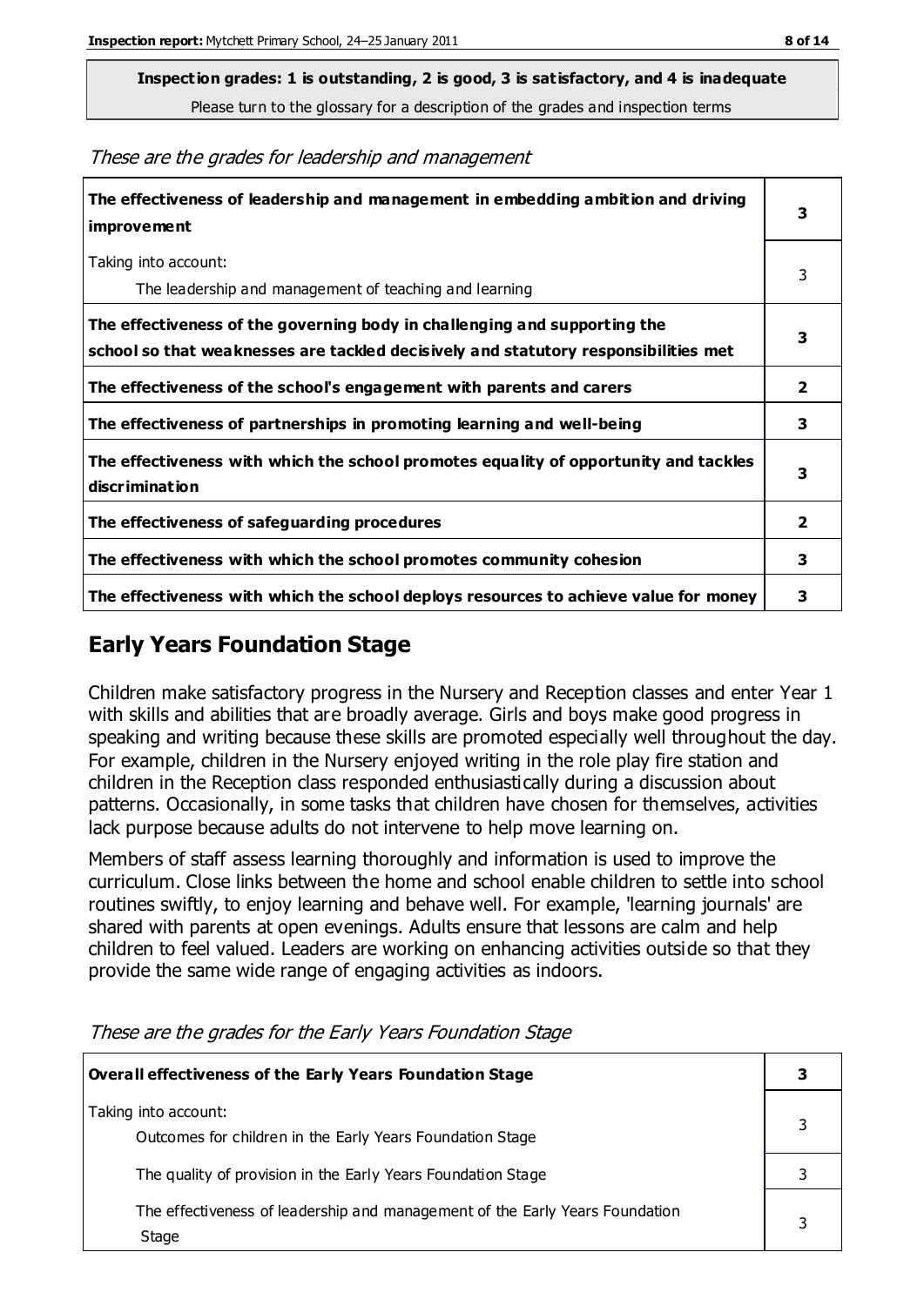**Inspection grades: 1 is outstanding, 2 is good, 3 is satisfactory, and 4 is inadequate**
Please turn to the glossary for a description of the grades and inspection terms

*These are the grades for leadership and management*

| | |
|---|---|
| **The effectiveness of leadership and management in embedding ambition and driving improvement** | **3** |
| Taking into account:<br>The leadership and management of teaching and learning | 3 |
| **The effectiveness of the governing body in challenging and supporting the school so that weaknesses are tackled decisively and statutory responsibilities met** | **3** |
| **The effectiveness of the school's engagement with parents and carers** | **2** |
| **The effectiveness of partnerships in promoting learning and well-being** | **3** |
| **The effectiveness with which the school promotes equality of opportunity and tackles discrimination** | **3** |
| **The effectiveness of safeguarding procedures** | **2** |
| **The effectiveness with which the school promotes community cohesion** | **3** |
| **The effectiveness with which the school deploys resources to achieve value for money** | **3** |

## Early Years Foundation Stage

Children make satisfactory progress in the Nursery and Reception classes and enter Year 1 with skills and abilities that are broadly average. Girls and boys make good progress in speaking and writing because these skills are promoted especially well throughout the day. For example, children in the Nursery enjoyed writing in the role play fire station and children in the Reception class responded enthusiastically during a discussion about patterns. Occasionally, in some tasks that children have chosen for themselves, activities lack purpose because adults do not intervene to help move learning on.

Members of staff assess learning thoroughly and information is used to improve the curriculum. Close links between the home and school enable children to settle into school routines swiftly, to enjoy learning and behave well. For example, 'learning journals' are shared with parents at open evenings. Adults ensure that lessons are calm and help children to feel valued. Leaders are working on enhancing activities outside so that they provide the same wide range of engaging activities as indoors.

*These are the grades for the Early Years Foundation Stage*

| | |
|---|---|
| **Overall effectiveness of the Early Years Foundation Stage** | **3** |
| Taking into account:<br>Outcomes for children in the Early Years Foundation Stage | 3 |
| The quality of provision in the Early Years Foundation Stage | 3 |
| The effectiveness of leadership and management of the Early Years Foundation Stage | 3 |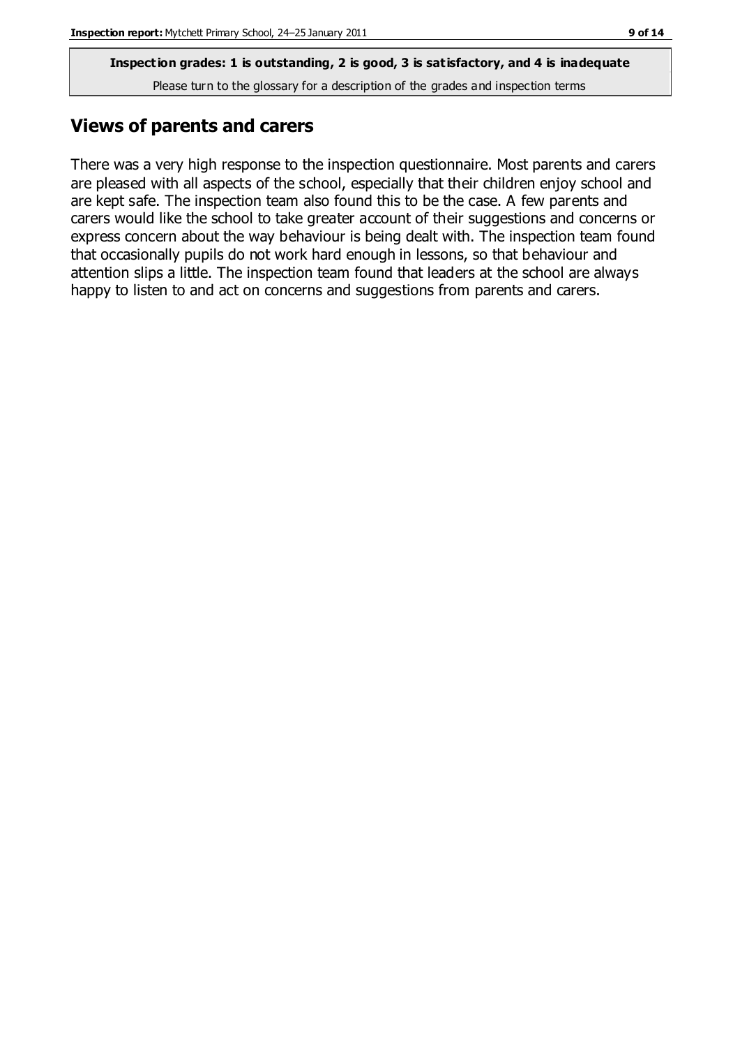**Inspection grades: 1 is outstanding, 2 is good, 3 is satisfactory, and 4 is inadequate**

Please turn to the glossary for a description of the grades and inspection terms

## Views of parents and carers

There was a very high response to the inspection questionnaire. Most parents and carers are pleased with all aspects of the school, especially that their children enjoy school and are kept safe. The inspection team also found this to be the case. A few parents and carers would like the school to take greater account of their suggestions and concerns or express concern about the way behaviour is being dealt with. The inspection team found that occasionally pupils do not work hard enough in lessons, so that behaviour and attention slips a little. The inspection team found that leaders at the school are always happy to listen to and act on concerns and suggestions from parents and carers.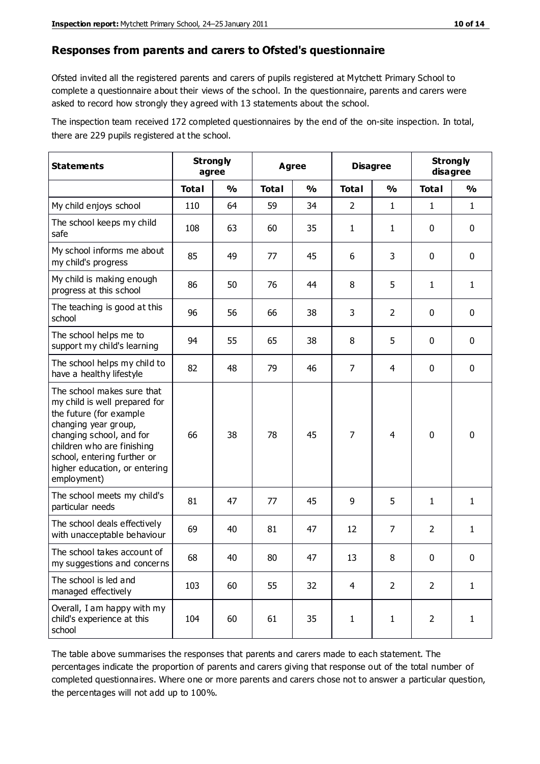## Responses from parents and carers to Ofsted's questionnaire

Ofsted invited all the registered parents and carers of pupils registered at Mytchett Primary School to complete a questionnaire about their views of the school. In the questionnaire, parents and carers were asked to record how strongly they agreed with 13 statements about the school.

The inspection team received 172 completed questionnaires by the end of the on-site inspection. In total, there are 229 pupils registered at the school.

| Statements | Strongly agree | | Agree | | Disagree | | Strongly disagree | |
|---|---|---|---|---|---|---|---|---|
| | Total | % | Total | % | Total | % | Total | % |
| My child enjoys school | 110 | 64 | 59 | 34 | 2 | 1 | 1 | 1 |
| The school keeps my child safe | 108 | 63 | 60 | 35 | 1 | 1 | 0 | 0 |
| My school informs me about my child's progress | 85 | 49 | 77 | 45 | 6 | 3 | 0 | 0 |
| My child is making enough progress at this school | 86 | 50 | 76 | 44 | 8 | 5 | 1 | 1 |
| The teaching is good at this school | 96 | 56 | 66 | 38 | 3 | 2 | 0 | 0 |
| The school helps me to support my child's learning | 94 | 55 | 65 | 38 | 8 | 5 | 0 | 0 |
| The school helps my child to have a healthy lifestyle | 82 | 48 | 79 | 46 | 7 | 4 | 0 | 0 |
| The school makes sure that my child is well prepared for the future (for example changing year group, changing school, and for children who are finishing school, entering further or higher education, or entering employment) | 66 | 38 | 78 | 45 | 7 | 4 | 0 | 0 |
| The school meets my child's particular needs | 81 | 47 | 77 | 45 | 9 | 5 | 1 | 1 |
| The school deals effectively with unacceptable behaviour | 69 | 40 | 81 | 47 | 12 | 7 | 2 | 1 |
| The school takes account of my suggestions and concerns | 68 | 40 | 80 | 47 | 13 | 8 | 0 | 0 |
| The school is led and managed effectively | 103 | 60 | 55 | 32 | 4 | 2 | 2 | 1 |
| Overall, I am happy with my child's experience at this school | 104 | 60 | 61 | 35 | 1 | 1 | 2 | 1 |

The table above summarises the responses that parents and carers made to each statement. The percentages indicate the proportion of parents and carers giving that response out of the total number of completed questionnaires. Where one or more parents and carers chose not to answer a particular question, the percentages will not add up to 100%.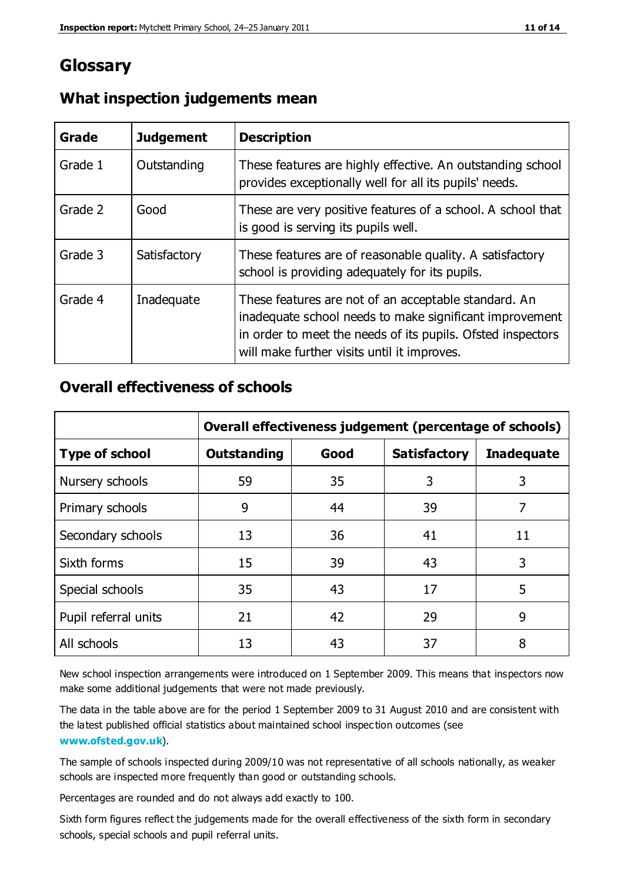# Glossary

## What inspection judgements mean

| Grade | Judgement | Description |
|---|---|---|
| Grade 1 | Outstanding | These features are highly effective. An outstanding school provides exceptionally well for all its pupils' needs. |
| Grade 2 | Good | These are very positive features of a school. A school that is good is serving its pupils well. |
| Grade 3 | Satisfactory | These features are of reasonable quality. A satisfactory school is providing adequately for its pupils. |
| Grade 4 | Inadequate | These features are not of an acceptable standard. An inadequate school needs to make significant improvement in order to meet the needs of its pupils. Ofsted inspectors will make further visits until it improves. |

## Overall effectiveness of schools

| | Overall effectiveness judgement (percentage of schools) | | | |
|---|---|---|---|---|
| **Type of school** | **Outstanding** | **Good** | **Satisfactory** | **Inadequate** |
| Nursery schools | 59 | 35 | 3 | 3 |
| Primary schools | 9 | 44 | 39 | 7 |
| Secondary schools | 13 | 36 | 41 | 11 |
| Sixth forms | 15 | 39 | 43 | 3 |
| Special schools | 35 | 43 | 17 | 5 |
| Pupil referral units | 21 | 42 | 29 | 9 |
| All schools | 13 | 43 | 37 | 8 |

New school inspection arrangements were introduced on 1 September 2009. This means that inspectors now make some additional judgements that were not made previously.

The data in the table above are for the period 1 September 2009 to 31 August 2010 and are consistent with the latest published official statistics about maintained school inspection outcomes (see **www.ofsted.gov.uk**).

The sample of schools inspected during 2009/10 was not representative of all schools nationally, as weaker schools are inspected more frequently than good or outstanding schools.

Percentages are rounded and do not always add exactly to 100.

Sixth form figures reflect the judgements made for the overall effectiveness of the sixth form in secondary schools, special schools and pupil referral units.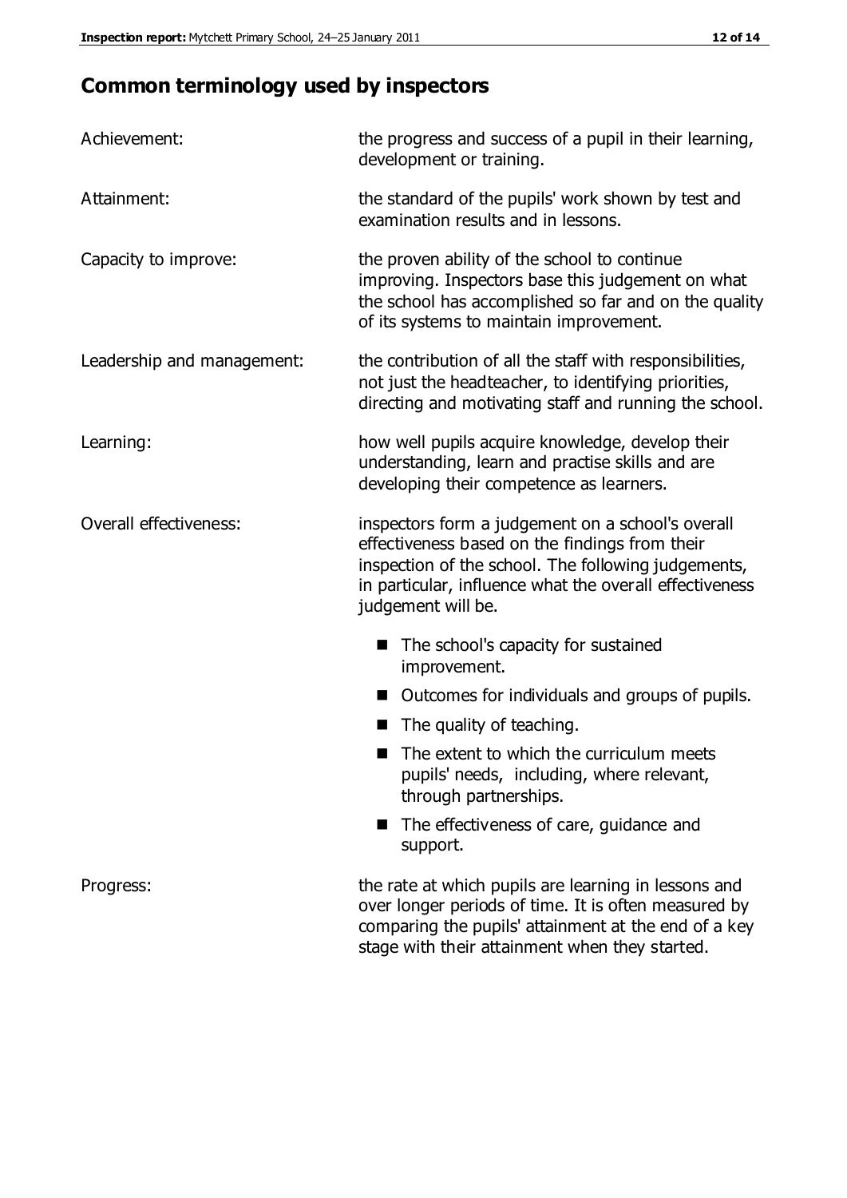# Common terminology used by inspectors

**Achievement:** the progress and success of a pupil in their learning, development or training.

**Attainment:** the standard of the pupils' work shown by test and examination results and in lessons.

**Capacity to improve:** the proven ability of the school to continue improving. Inspectors base this judgement on what the school has accomplished so far and on the quality of its systems to maintain improvement.

**Leadership and management:** the contribution of all the staff with responsibilities, not just the headteacher, to identifying priorities, directing and motivating staff and running the school.

**Learning:** how well pupils acquire knowledge, develop their understanding, learn and practise skills and are developing their competence as learners.

**Overall effectiveness:** inspectors form a judgement on a school's overall effectiveness based on the findings from their inspection of the school. The following judgements, in particular, influence what the overall effectiveness judgement will be.

- The school's capacity for sustained improvement.
- Outcomes for individuals and groups of pupils.
- The quality of teaching.
- The extent to which the curriculum meets pupils' needs, including, where relevant, through partnerships.
- The effectiveness of care, guidance and support.

**Progress:** the rate at which pupils are learning in lessons and over longer periods of time. It is often measured by comparing the pupils' attainment at the end of a key stage with their attainment when they started.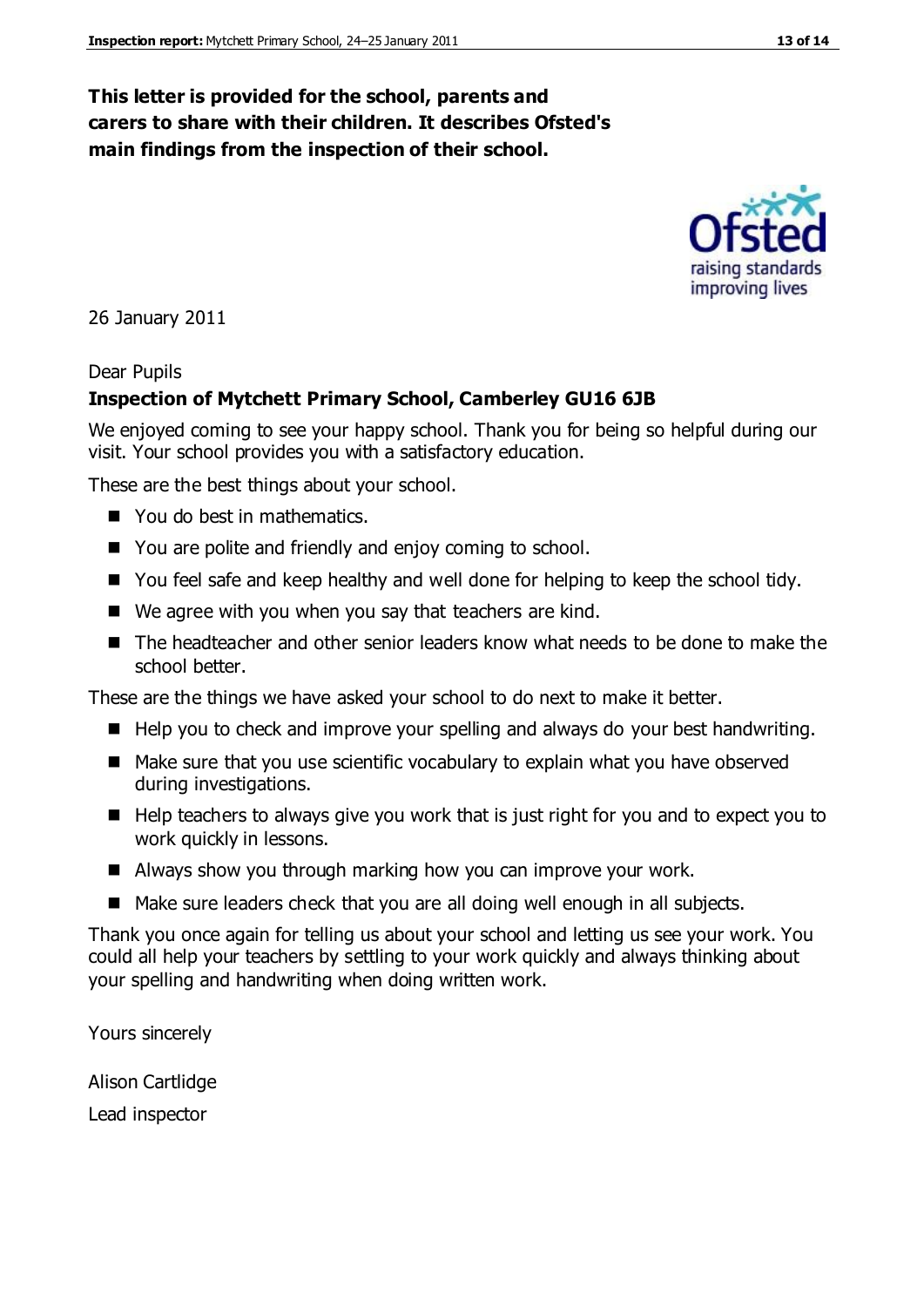**This letter is provided for the school, parents and carers to share with their children. It describes Ofsted's main findings from the inspection of their school.**

26 January 2011

Dear Pupils

**Inspection of Mytchett Primary School, Camberley GU16 6JB**

We enjoyed coming to see your happy school. Thank you for being so helpful during our visit. Your school provides you with a satisfactory education.

These are the best things about your school.

- You do best in mathematics.
- You are polite and friendly and enjoy coming to school.
- You feel safe and keep healthy and well done for helping to keep the school tidy.
- We agree with you when you say that teachers are kind.
- The headteacher and other senior leaders know what needs to be done to make the school better.

These are the things we have asked your school to do next to make it better.

- Help you to check and improve your spelling and always do your best handwriting.
- Make sure that you use scientific vocabulary to explain what you have observed during investigations.
- Help teachers to always give you work that is just right for you and to expect you to work quickly in lessons.
- Always show you through marking how you can improve your work.
- Make sure leaders check that you are all doing well enough in all subjects.

Thank you once again for telling us about your school and letting us see your work. You could all help your teachers by settling to your work quickly and always thinking about your spelling and handwriting when doing written work.

Yours sincerely

Alison Cartlidge

Lead inspector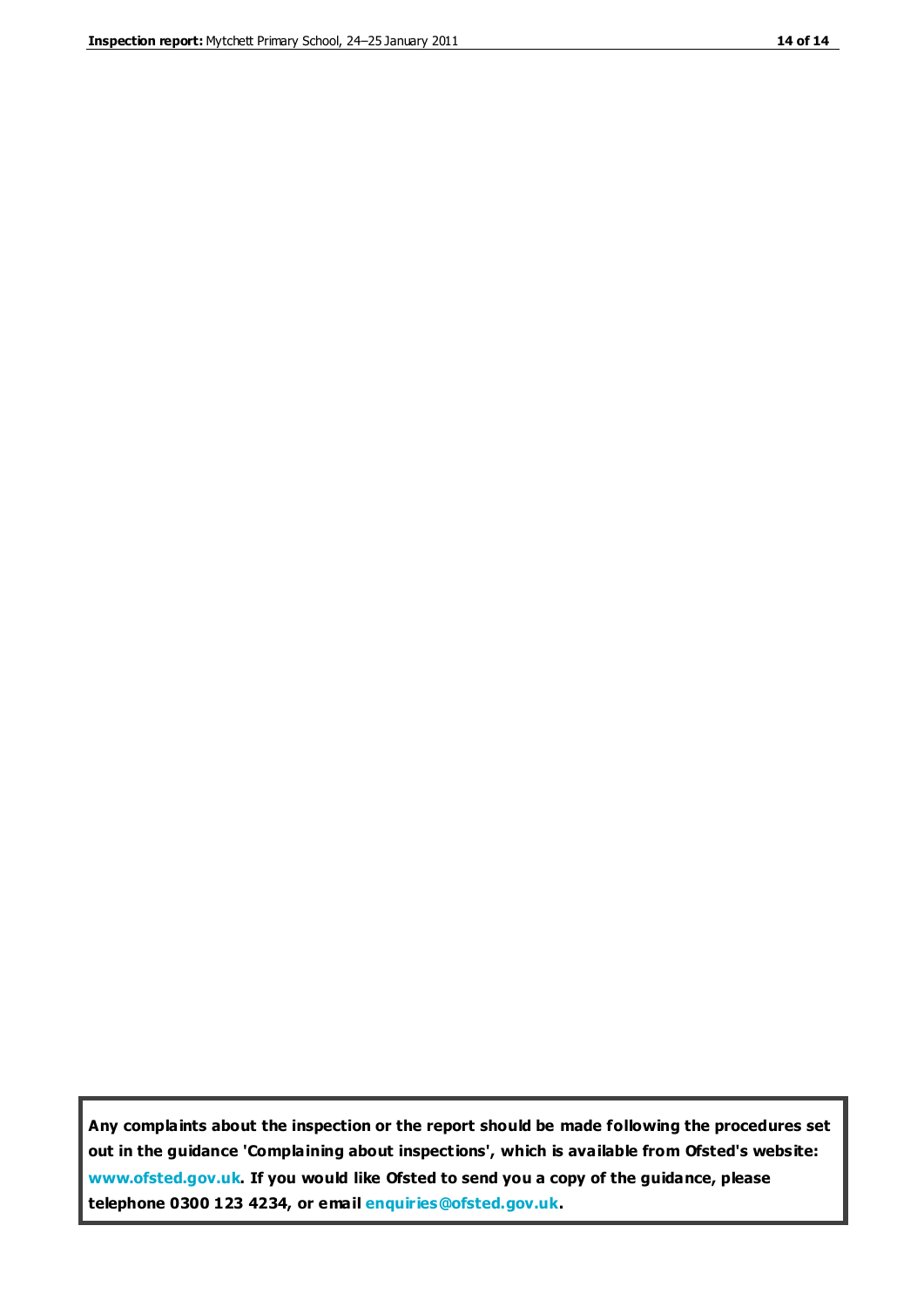**Any complaints about the inspection or the report should be made following the procedures set out in the guidance 'Complaining about inspections', which is available from Ofsted's website: www.ofsted.gov.uk. If you would like Ofsted to send you a copy of the guidance, please telephone 0300 123 4234, or email enquiries@ofsted.gov.uk.**